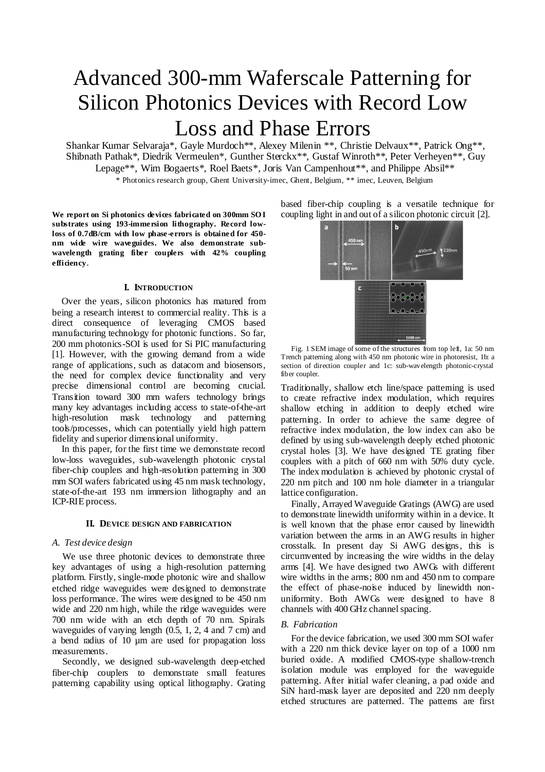# Advanced 300-mm Waferscale Patterning for Silicon Photonics Devices with Record Low Loss and Phase Errors

Shankar Kumar Selvaraja*, Gayle Murdoch**, Alexey Milenin **, Christie Delvaux**, Patrick Ong**, Shibnath Pathak*, Diedrik Vermeulen*, Gunther Sterckx**, Gustaf Winroth**, Peter Verheyen**, Guy Lepage**, Wim Bogaerts*, Roel Baets*, Joris Van Campenhout**, and Philippe Absil**

\* Photonics research group, Ghent University-imec, Ghent, Belgium, ** imec, Leuven, Belgium

**We report on Si photonics devices fabricated on 300mm SOI substrates using 193-immersion lithography. Record low-loss of 0.7dB/cm with low phase-errors is obtained for 450-nm wide wire waveguides. We also demonstrate sub-wavelength grating fiber couplers with 42% coupling efficiency.**

## I. Introduction

Over the years, silicon photonics has matured from being a research interest to commercial reality. This is a direct consequence of leveraging CMOS based manufacturing technology for photonic functions. So far, 200 mm photonics-SOI is used for Si PIC manufacturing [1]. However, with the growing demand from a wide range of applications, such as datacom and biosensors, the need for complex device functionality and very precise dimensional control are becoming crucial. Transition toward 300 mm wafers technology brings many key advantages including access to state-of-the-art high-resolution mask technology and patterning tools/processes, which can potentially yield high pattern fidelity and superior dimensional uniformity.

In this paper, for the first time we demonstrate record low-loss waveguides, sub-wavelength photonic crystal fiber-chip couplers and high-resolution patterning in 300 mm SOI wafers fabricated using 45 nm mask technology, state-of-the-art 193 nm immersion lithography and an ICP-RIE process.

## II. Device design and fabrication

### A. Test device design

We use three photonic devices to demonstrate three key advantages of using a high-resolution patterning platform. Firstly, single-mode photonic wire and shallow etched ridge waveguides were designed to demonstrate loss performance. The wires were designed to be 450 nm wide and 220 nm high, while the ridge waveguides were 700 nm wide with an etch depth of 70 nm. Spirals waveguides of varying length (0.5, 1, 2, 4 and 7 cm) and a bend radius of 10 µm are used for propagation loss measurements.

Secondly, we designed sub-wavelength deep-etched fiber-chip couplers to demonstrate small features patterning capability using optical lithography. Grating based fiber-chip coupling is a versatile technique for coupling light in and out of a silicon photonic circuit [2].

Fig. 1 SEM image of some of the structures from top left, 1a: 50 nm Trench patterning along with 450 nm photonic wire in photoresist, 1b: a section of direction coupler and 1c: sub-wavelength photonic-crystal fiber coupler.

Traditionally, shallow etch line/space patterning is used to create refractive index modulation, which requires shallow etching in addition to deeply etched wire patterning. In order to achieve the same degree of refractive index modulation, the low index can also be defined by using sub-wavelength deeply etched photonic crystal holes [3]. We have designed TE grating fiber couplers with a pitch of 660 nm with 50% duty cycle. The index modulation is achieved by photonic crystal of 220 nm pitch and 100 nm hole diameter in a triangular lattice configuration.

Finally, Arrayed Waveguide Gratings (AWG) are used to demonstrate linewidth uniformity within in a device. It is well known that the phase error caused by linewidth variation between the arms in an AWG results in higher crosstalk. In present day Si AWG designs, this is circumvented by increasing the wire widths in the delay arms [4]. We have designed two AWGs with different wire widths in the arms; 800 nm and 450 nm to compare the effect of phase-noise induced by linewidth non-uniformity. Both AWGs were designed to have 8 channels with 400 GHz channel spacing.

### B. Fabrication

For the device fabrication, we used 300 mm SOI wafer with a 220 nm thick device layer on top of a 1000 nm buried oxide. A modified CMOS-type shallow-trench isolation module was employed for the waveguide patterning. After initial wafer cleaning, a pad oxide and SiN hard-mask layer are deposited and 220 nm deeply etched structures are patterned. The patterns are first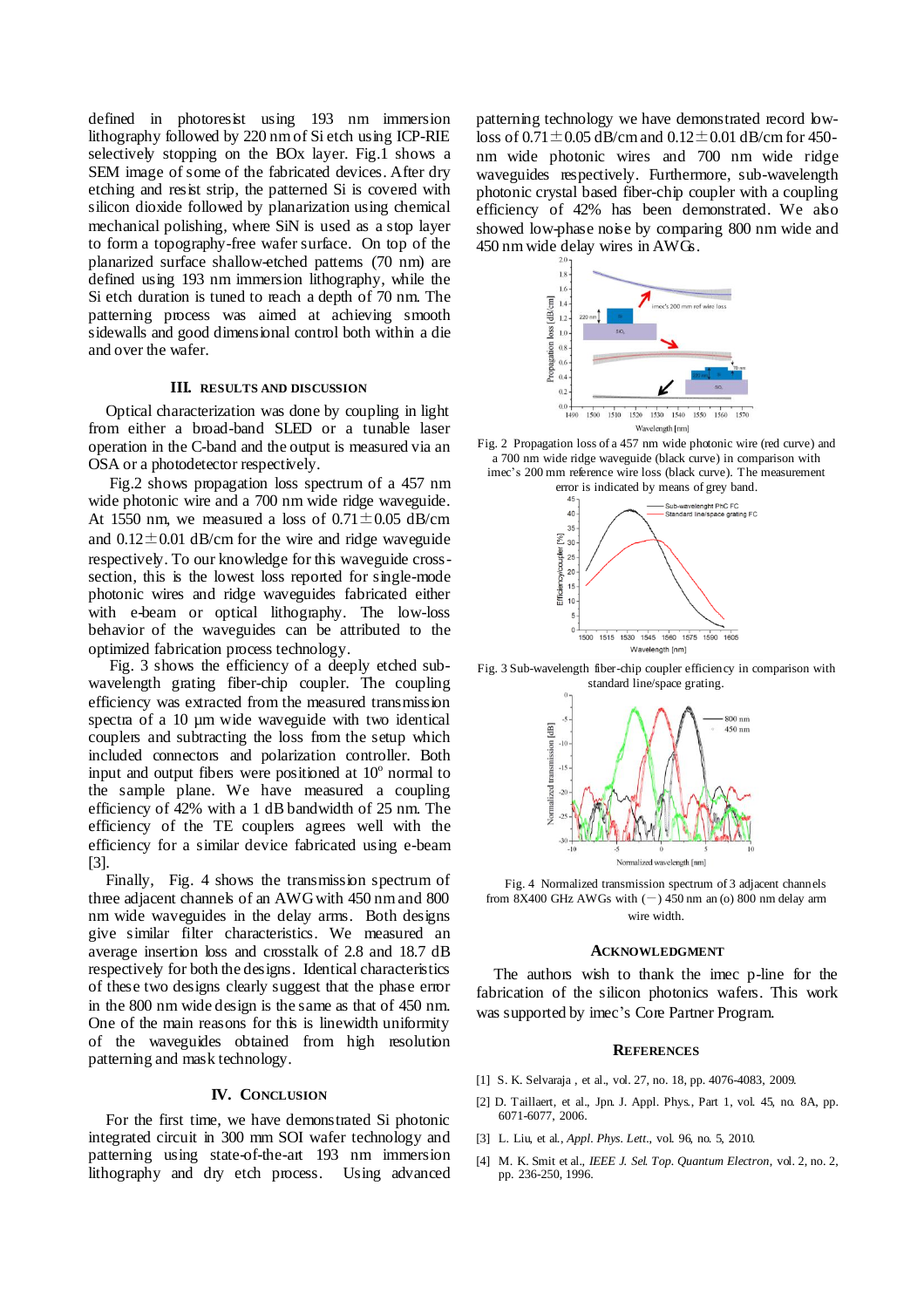defined in photoresist using 193 nm immersion lithography followed by 220 nm of Si etch using ICP-RIE selectively stopping on the BOx layer. Fig.1 shows a SEM image of some of the fabricated devices. After dry etching and resist strip, the patterned Si is covered with silicon dioxide followed by planarization using chemical mechanical polishing, where SiN is used as a stop layer to form a topography-free wafer surface. On top of the planarized surface shallow-etched patterns (70 nm) are defined using 193 nm immersion lithography, while the Si etch duration is tuned to reach a depth of 70 nm. The patterning process was aimed at achieving smooth sidewalls and good dimensional control both within a die and over the wafer.

## III. Results and Discussion

Optical characterization was done by coupling in light from either a broad-band SLED or a tunable laser operation in the C-band and the output is measured via an OSA or a photodetector respectively.

Fig.2 shows propagation loss spectrum of a 457 nm wide photonic wire and a 700 nm wide ridge waveguide. At 1550 nm, we measured a loss of 0.71±0.05 dB/cm and 0.12±0.01 dB/cm for the wire and ridge waveguide respectively. To our knowledge for this waveguide cross-section, this is the lowest loss reported for single-mode photonic wires and ridge waveguides fabricated either with e-beam or optical lithography. The low-loss behavior of the waveguides can be attributed to the optimized fabrication process technology.

Fig. 3 shows the efficiency of a deeply etched sub-wavelength grating fiber-chip coupler. The coupling efficiency was extracted from the measured transmission spectra of a 10 µm wide waveguide with two identical couplers and subtracting the loss from the setup which included connectors and polarization controller. Both input and output fibers were positioned at 10° normal to the sample plane. We have measured a coupling efficiency of 42% with a 1 dB bandwidth of 25 nm. The efficiency of the TE couplers agrees well with the efficiency for a similar device fabricated using e-beam [3].

Finally, Fig. 4 shows the transmission spectrum of three adjacent channels of an AWG with 450 nm and 800 nm wide waveguides in the delay arms. Both designs give similar filter characteristics. We measured an average insertion loss and crosstalk of 2.8 and 18.7 dB respectively for both the designs. Identical characteristics of these two designs clearly suggest that the phase error in the 800 nm wide design is the same as that of 450 nm. One of the main reasons for this is linewidth uniformity of the waveguides obtained from high resolution patterning and mask technology.

## IV. Conclusion

For the first time, we have demonstrated Si photonic integrated circuit in 300 mm SOI wafer technology and patterning using state-of-the-art 193 nm immersion lithography and dry etch process. Using advanced patterning technology we have demonstrated record low-loss of 0.71±0.05 dB/cm and 0.12±0.01 dB/cm for 450-nm wide photonic wires and 700 nm wide ridge waveguides respectively. Furthermore, sub-wavelength photonic crystal based fiber-chip coupler with a coupling efficiency of 42% has been demonstrated. We also showed low-phase noise by comparing 800 nm wide and 450 nm wide delay wires in AWGs.

Propagation loss [dB/cm]
2.0 1.8 1.6 1.4 1.2 1.0 0.8 0.6 0.4 0.2 0.0
220 nm
Si
SiO₂
imec's 200 mm ref wire loss
70 nm
Si
SiO₂
1490 1500 1510 1520 1530 1540 1550 1560 1570
Wavelength [nm]

Fig. 2 Propagation loss of a 457 nm wide photonic wire (red curve) and a 700 nm wide ridge waveguide (black curve) in comparison with imec's 200 mm reference wire loss (black curve). The measurement error is indicated by means of grey band.

Efficiency/coupler [%]
45 40 35 30 25 20 15 10 5 0
Sub-wavelenght PhC FC
Standard line/space grating FC
1500 1515 1530 1545 1560 1575 1590 1605
Wavelength [nm]

Fig. 3 Sub-wavelength fiber-chip coupler efficiency in comparison with standard line/space grating.

Normalized transmission [dB]
0 -5 -10 -15 -20 -25 -30
800 nm
450 nm
-10 -5 0 5 10
Normalized wavelength [nm]

Fig. 4 Normalized transmission spectrum of 3 adjacent channels from 8X400 GHz AWGs with (—) 450 nm an (o) 800 nm delay arm wire width.

## Acknowledgment

The authors wish to thank the imec p-line for the fabrication of the silicon photonics wafers. This work was supported by imec's Core Partner Program.

## References

[1] S. K. Selvaraja , et al., vol. 27, no. 18, pp. 4076-4083, 2009.

[2] D. Taillaert, et al., Jpn. J. Appl. Phys., Part 1, vol. 45, no. 8A, pp. 6071-6077, 2006.

[3] L. Liu, et al., *Appl. Phys. Lett.*, vol. 96, no. 5, 2010.

[4] M. K. Smit et al., *IEEE J. Sel. Top. Quantum Electron*, vol. 2, no. 2, pp. 236-250, 1996.